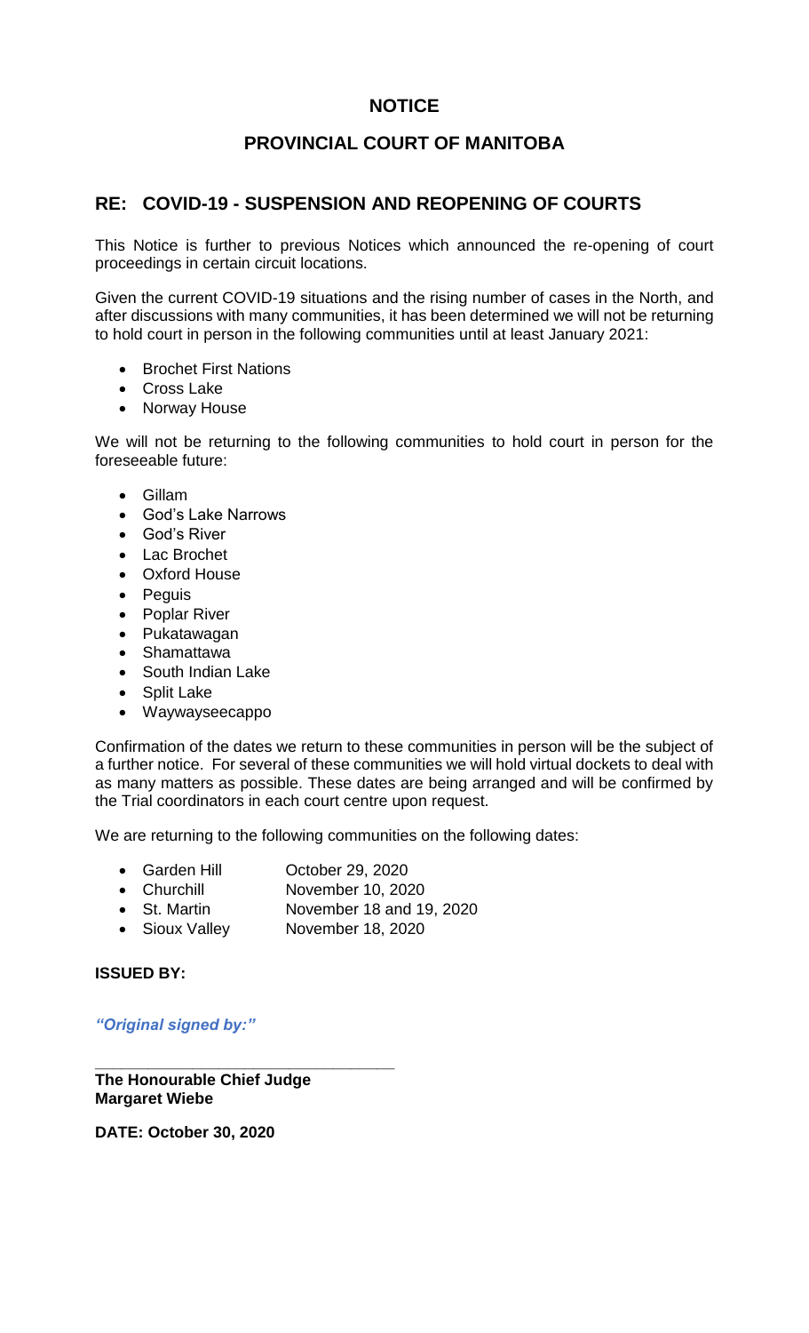# NOTICE

# PROVINCIAL COURT OF MANITOBA

## RE: COVID-19 - SUSPENSION AND REOPENING OF COURTS

This Notice is further to previous Notices which announced the re-opening of court proceedings in certain circuit locations.

Given the current COVID-19 situations and the rising number of cases in the North, and after discussions with many communities, it has been determined we will not be returning to hold court in person in the following communities until at least January 2021:

- Brochet First Nations
- Cross Lake
- Norway House

We will not be returning to the following communities to hold court in person for the foreseeable future:

- Gillam
- God's Lake Narrows
- God's River
- Lac Brochet
- Oxford House
- Peguis
- Poplar River
- Pukatawagan
- Shamattawa
- South Indian Lake
- Split Lake
- Waywayseecappo

Confirmation of the dates we return to these communities in person will be the subject of a further notice. For several of these communities we will hold virtual dockets to deal with as many matters as possible. These dates are being arranged and will be confirmed by the Trial coordinators in each court centre upon request.

We are returning to the following communities on the following dates:

- Garden Hill — October 29, 2020
- Churchill — November 10, 2020
- St. Martin — November 18 and 19, 2020
- Sioux Valley — November 18, 2020

**ISSUED BY:**

*"Original signed by:"*

\_\_\_\_\_\_\_\_\_\_\_\_\_\_\_\_\_\_\_\_\_\_\_\_\_\_\_\_\_\_\_\_\_\_

**The Honourable Chief Judge**
**Margaret Wiebe**

**DATE: October 30, 2020**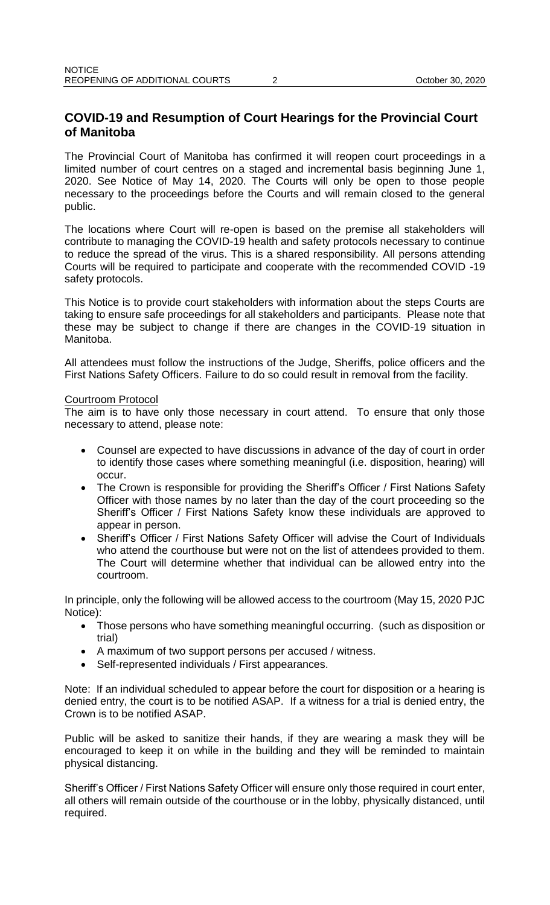## COVID-19 and Resumption of Court Hearings for the Provincial Court of Manitoba

The Provincial Court of Manitoba has confirmed it will reopen court proceedings in a limited number of court centres on a staged and incremental basis beginning June 1, 2020. See Notice of May 14, 2020. The Courts will only be open to those people necessary to the proceedings before the Courts and will remain closed to the general public.

The locations where Court will re-open is based on the premise all stakeholders will contribute to managing the COVID-19 health and safety protocols necessary to continue to reduce the spread of the virus. This is a shared responsibility. All persons attending Courts will be required to participate and cooperate with the recommended COVID -19 safety protocols.

This Notice is to provide court stakeholders with information about the steps Courts are taking to ensure safe proceedings for all stakeholders and participants. Please note that these may be subject to change if there are changes in the COVID-19 situation in Manitoba.

All attendees must follow the instructions of the Judge, Sheriffs, police officers and the First Nations Safety Officers. Failure to do so could result in removal from the facility.

Courtroom Protocol

The aim is to have only those necessary in court attend. To ensure that only those necessary to attend, please note:

- Counsel are expected to have discussions in advance of the day of court in order to identify those cases where something meaningful (i.e. disposition, hearing) will occur.
- The Crown is responsible for providing the Sheriff's Officer / First Nations Safety Officer with those names by no later than the day of the court proceeding so the Sheriff's Officer / First Nations Safety know these individuals are approved to appear in person.
- Sheriff's Officer / First Nations Safety Officer will advise the Court of Individuals who attend the courthouse but were not on the list of attendees provided to them. The Court will determine whether that individual can be allowed entry into the courtroom.

In principle, only the following will be allowed access to the courtroom (May 15, 2020 PJC Notice):

- Those persons who have something meaningful occurring. (such as disposition or trial)
- A maximum of two support persons per accused / witness.
- Self-represented individuals / First appearances.

Note: If an individual scheduled to appear before the court for disposition or a hearing is denied entry, the court is to be notified ASAP. If a witness for a trial is denied entry, the Crown is to be notified ASAP.

Public will be asked to sanitize their hands, if they are wearing a mask they will be encouraged to keep it on while in the building and they will be reminded to maintain physical distancing.

Sheriff's Officer / First Nations Safety Officer will ensure only those required in court enter, all others will remain outside of the courthouse or in the lobby, physically distanced, until required.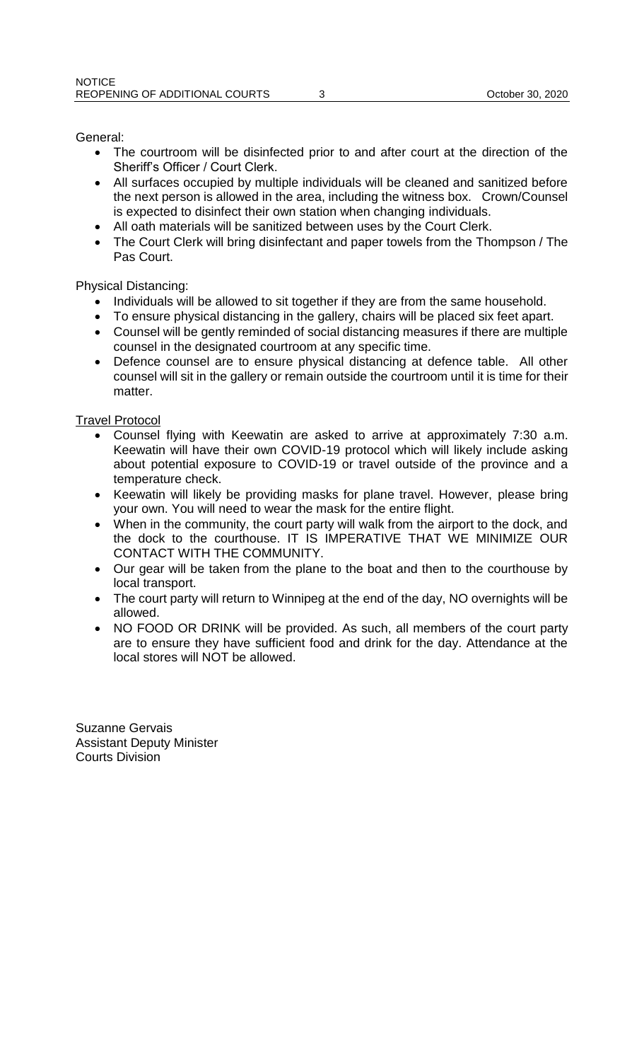General:

- The courtroom will be disinfected prior to and after court at the direction of the Sheriff's Officer / Court Clerk.
- All surfaces occupied by multiple individuals will be cleaned and sanitized before the next person is allowed in the area, including the witness box. Crown/Counsel is expected to disinfect their own station when changing individuals.
- All oath materials will be sanitized between uses by the Court Clerk.
- The Court Clerk will bring disinfectant and paper towels from the Thompson / The Pas Court.

Physical Distancing:

- Individuals will be allowed to sit together if they are from the same household.
- To ensure physical distancing in the gallery, chairs will be placed six feet apart.
- Counsel will be gently reminded of social distancing measures if there are multiple counsel in the designated courtroom at any specific time.
- Defence counsel are to ensure physical distancing at defence table. All other counsel will sit in the gallery or remain outside the courtroom until it is time for their matter.

<u>Travel Protocol</u>

- Counsel flying with Keewatin are asked to arrive at approximately 7:30 a.m. Keewatin will have their own COVID-19 protocol which will likely include asking about potential exposure to COVID-19 or travel outside of the province and a temperature check.
- Keewatin will likely be providing masks for plane travel. However, please bring your own. You will need to wear the mask for the entire flight.
- When in the community, the court party will walk from the airport to the dock, and the dock to the courthouse. IT IS IMPERATIVE THAT WE MINIMIZE OUR CONTACT WITH THE COMMUNITY.
- Our gear will be taken from the plane to the boat and then to the courthouse by local transport.
- The court party will return to Winnipeg at the end of the day, NO overnights will be allowed.
- NO FOOD OR DRINK will be provided. As such, all members of the court party are to ensure they have sufficient food and drink for the day. Attendance at the local stores will NOT be allowed.

Suzanne Gervais
Assistant Deputy Minister
Courts Division